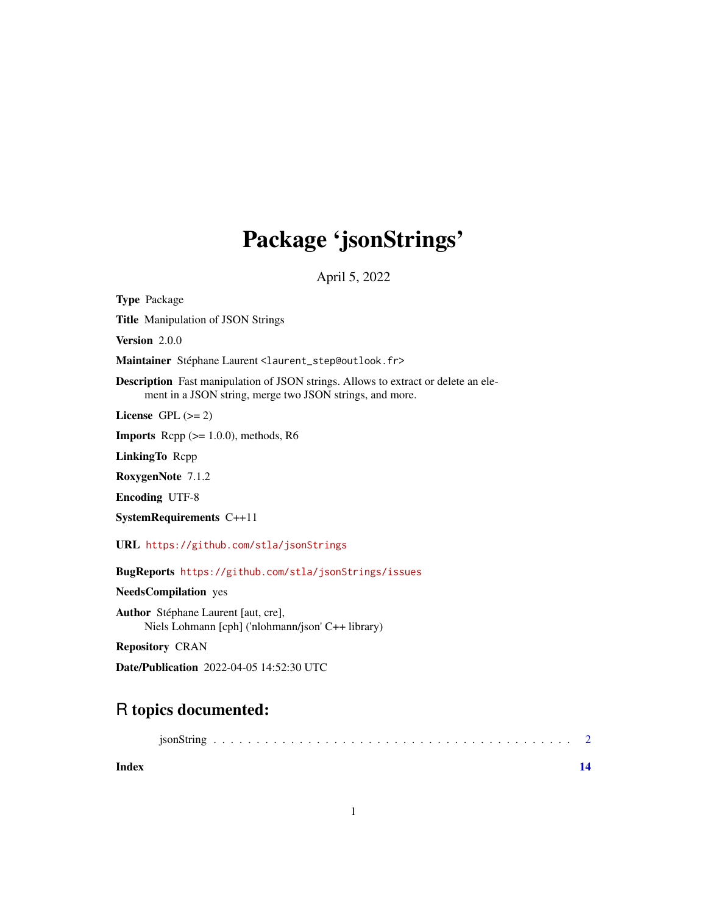# Package 'jsonStrings'

April 5, 2022

**Type** Package

**Title** Manipulation of JSON Strings

**Version** 2.0.0

**Maintainer** Stéphane Laurent <laurent_step@outlook.fr>

**Description** Fast manipulation of JSON strings. Allows to extract or delete an element in a JSON string, merge two JSON strings, and more.

**License** GPL (>= 2)

**Imports** Rcpp (>= 1.0.0), methods, R6

**LinkingTo** Rcpp

**RoxygenNote** 7.1.2

**Encoding** UTF-8

**SystemRequirements** C++11

**URL** https://github.com/stla/jsonStrings

**BugReports** https://github.com/stla/jsonStrings/issues

**NeedsCompilation** yes

**Author** Stéphane Laurent [aut, cre],
Niels Lohmann [cph] ('nlohmann/json' C++ library)

**Repository** CRAN

**Date/Publication** 2022-04-05 14:52:30 UTC

## R topics documented:

jsonString . . . . . . . . . . . . . . . . . . . . . . . . . . . . . . . . . . . . . . . . . . 2

**Index** **14**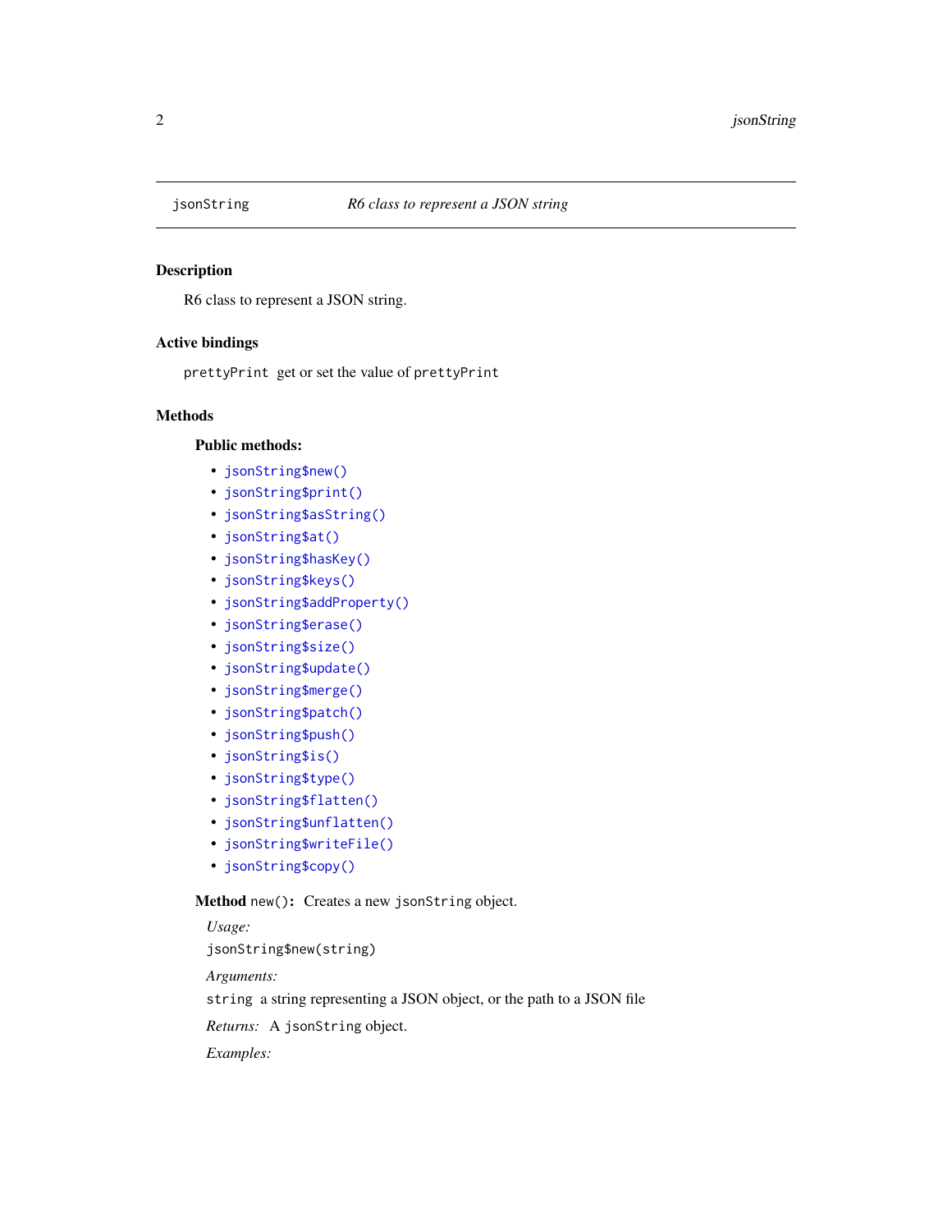`jsonString` *R6 class to represent a JSON string*

## Description

R6 class to represent a JSON string.

## Active bindings

`prettyPrint` get or set the value of `prettyPrint`

## Methods

### Public methods:

- `jsonString$new()`
- `jsonString$print()`
- `jsonString$asString()`
- `jsonString$at()`
- `jsonString$hasKey()`
- `jsonString$keys()`
- `jsonString$addProperty()`
- `jsonString$erase()`
- `jsonString$size()`
- `jsonString$update()`
- `jsonString$merge()`
- `jsonString$patch()`
- `jsonString$push()`
- `jsonString$is()`
- `jsonString$type()`
- `jsonString$flatten()`
- `jsonString$unflatten()`
- `jsonString$writeFile()`
- `jsonString$copy()`

**Method** `new()`**:** Creates a new `jsonString` object.

*Usage:*

```
jsonString$new(string)
```

*Arguments:*

`string` a string representing a JSON object, or the path to a JSON file

*Returns:* A `jsonString` object.

*Examples:*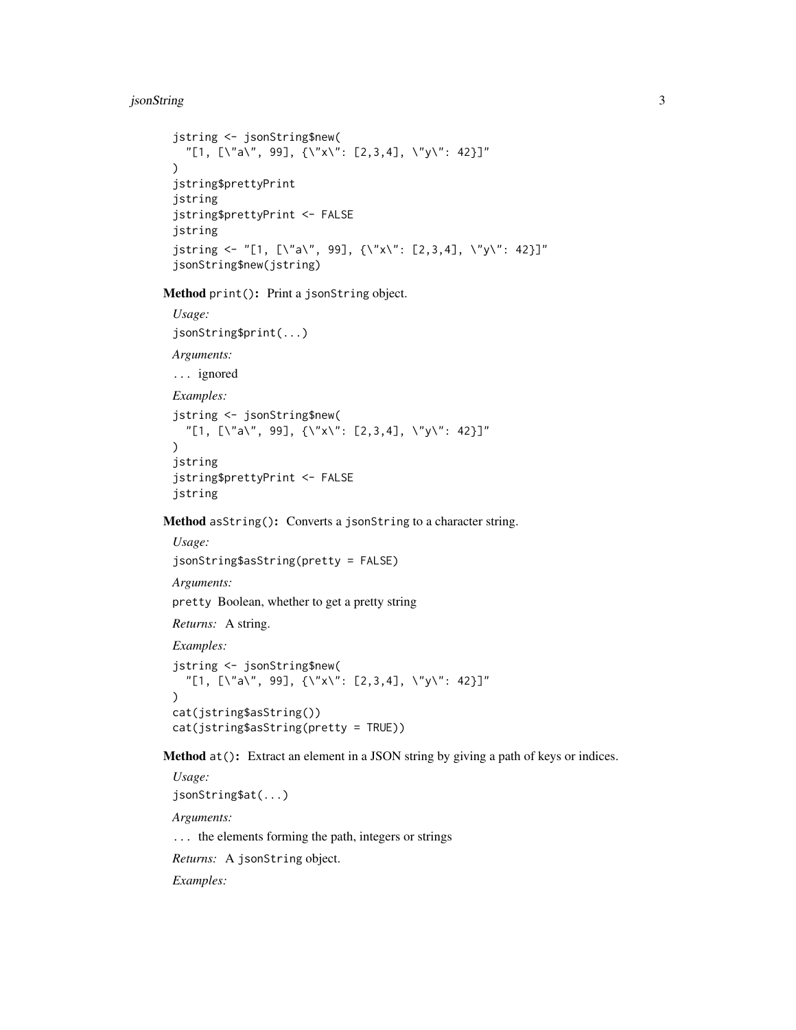```
jstring <- jsonString$new(
  "[1, [\"a\", 99], {\"x\": [2,3,4], \"y\": 42}]"
)
jstring$prettyPrint
jstring
jstring$prettyPrint <- FALSE
jstring
jstring <- "[1, [\"a\", 99], {\"x\": [2,3,4], \"y\": 42}]"
jsonString$new(jstring)
```

**Method** `print()`**:** Print a `jsonString` object.

*Usage:*

```
jsonString$print(...)
```

*Arguments:*

`...` ignored

*Examples:*

```
jstring <- jsonString$new(
  "[1, [\"a\", 99], {\"x\": [2,3,4], \"y\": 42}]"
)
jstring
jstring$prettyPrint <- FALSE
jstring
```

**Method** `asString()`**:** Converts a `jsonString` to a character string.

*Usage:*

```
jsonString$asString(pretty = FALSE)
```

*Arguments:*

`pretty` Boolean, whether to get a pretty string

*Returns:* A string.

*Examples:*

```
jstring <- jsonString$new(
  "[1, [\"a\", 99], {\"x\": [2,3,4], \"y\": 42}]"
)
cat(jstring$asString())
cat(jstring$asString(pretty = TRUE))
```

**Method** `at()`**:** Extract an element in a JSON string by giving a path of keys or indices.

*Usage:*

```
jsonString$at(...)
```

*Arguments:*

`...` the elements forming the path, integers or strings

*Returns:* A `jsonString` object.

*Examples:*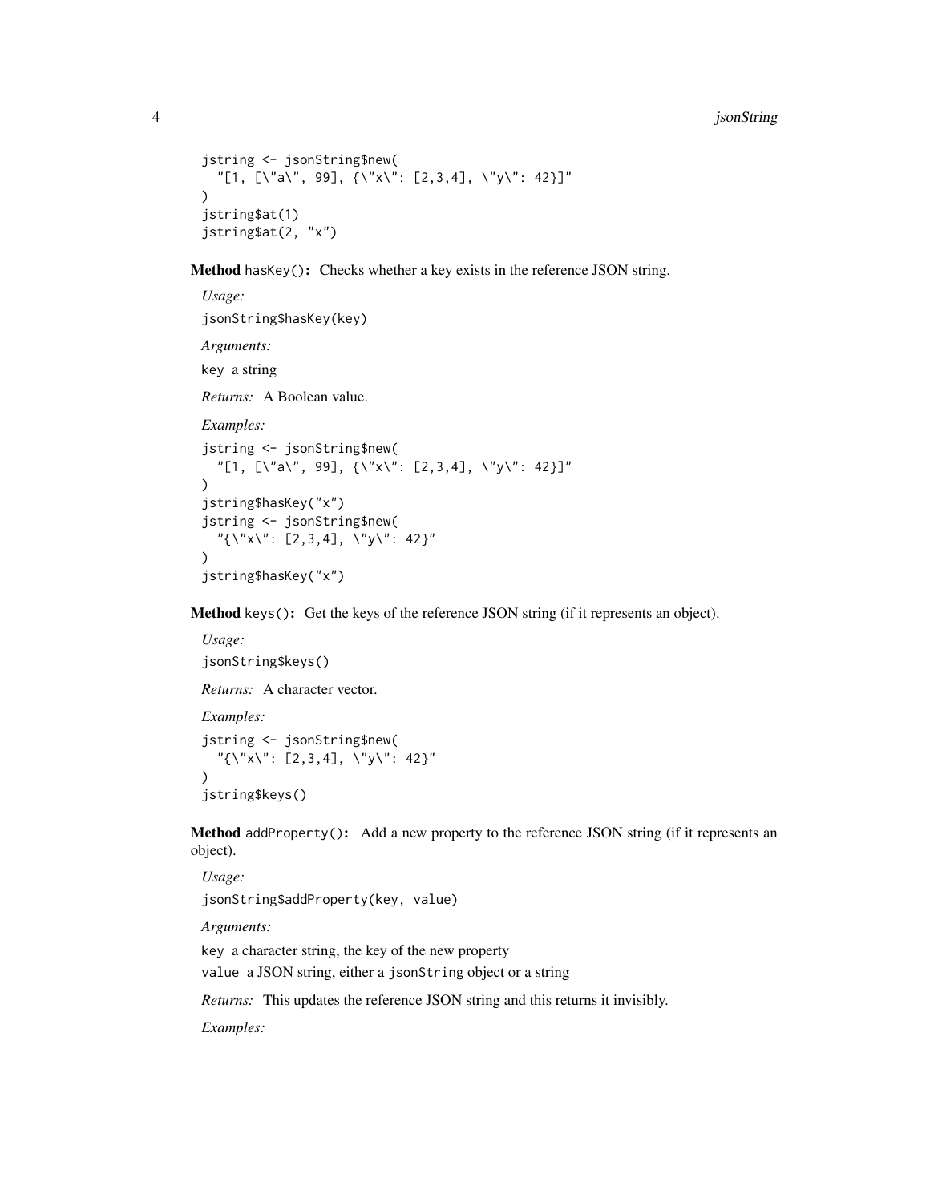```
jstring <- jsonString$new(
  "[1, [\"a\", 99], {\"x\": [2,3,4], \"y\": 42}]"
)
jstring$at(1)
jstring$at(2, "x")
```

**Method** `hasKey()`**:** Checks whether a key exists in the reference JSON string.

*Usage:*

```
jsonString$hasKey(key)
```

*Arguments:*

`key` a string

*Returns:* A Boolean value.

*Examples:*

```
jstring <- jsonString$new(
  "[1, [\"a\", 99], {\"x\": [2,3,4], \"y\": 42}]"
)
jstring$hasKey("x")
jstring <- jsonString$new(
  "{\"x\": [2,3,4], \"y\": 42}"
)
jstring$hasKey("x")
```

**Method** `keys()`**:** Get the keys of the reference JSON string (if it represents an object).

*Usage:*

```
jsonString$keys()
```

*Returns:* A character vector.

*Examples:*

```
jstring <- jsonString$new(
  "{\"x\": [2,3,4], \"y\": 42}"
)
jstring$keys()
```

**Method** `addProperty()`**:** Add a new property to the reference JSON string (if it represents an object).

*Usage:*

```
jsonString$addProperty(key, value)
```

*Arguments:*

`key` a character string, the key of the new property

`value` a JSON string, either a `jsonString` object or a string

*Returns:* This updates the reference JSON string and this returns it invisibly.

*Examples:*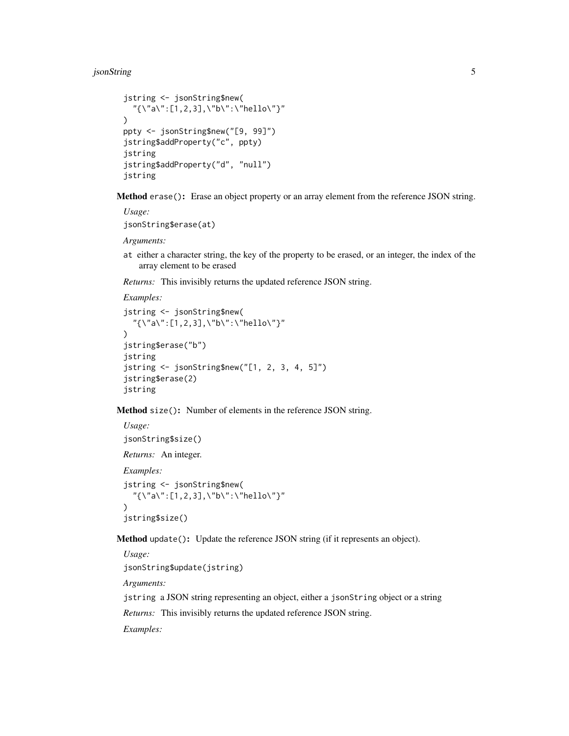```
jstring <- jsonString$new(
  "{\"a\":[1,2,3],\"b\":\"hello\"}"
)
ppty <- jsonString$new("[9, 99]")
jstring$addProperty("c", ppty)
jstring
jstring$addProperty("d", "null")
jstring
```

**Method** `erase()`**:** Erase an object property or an array element from the reference JSON string.

*Usage:*

```
jsonString$erase(at)
```

*Arguments:*

`at` either a character string, the key of the property to be erased, or an integer, the index of the array element to be erased

*Returns:* This invisibly returns the updated reference JSON string.

*Examples:*

```
jstring <- jsonString$new(
  "{\"a\":[1,2,3],\"b\":\"hello\"}"
)
jstring$erase("b")
jstring
jstring <- jsonString$new("[1, 2, 3, 4, 5]")
jstring$erase(2)
jstring
```

**Method** `size()`**:** Number of elements in the reference JSON string.

*Usage:*

```
jsonString$size()
```

*Returns:* An integer.

*Examples:*

```
jstring <- jsonString$new(
  "{\"a\":[1,2,3],\"b\":\"hello\"}"
)
jstring$size()
```

**Method** `update()`**:** Update the reference JSON string (if it represents an object).

*Usage:*

```
jsonString$update(jstring)
```

*Arguments:*

`jstring` a JSON string representing an object, either a `jsonString` object or a string

*Returns:* This invisibly returns the updated reference JSON string.

*Examples:*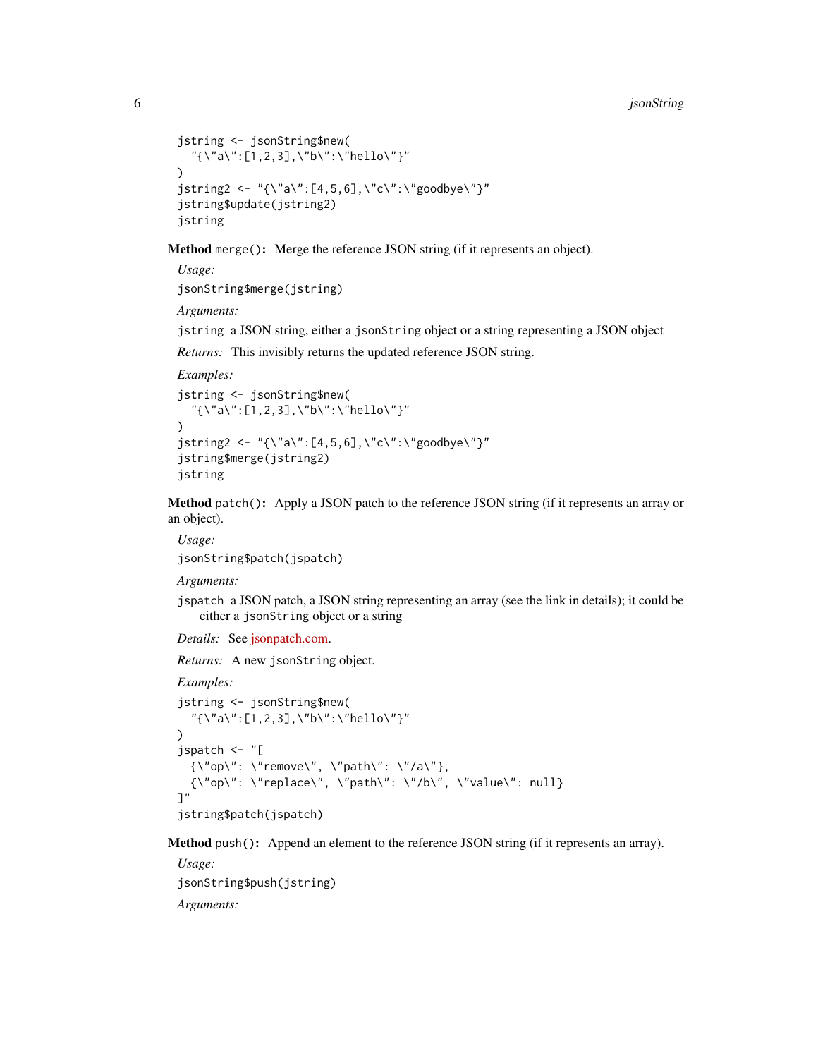```
jstring <- jsonString$new(
  "{\"a\":[1,2,3],\"b\":\"hello\"}"
)
jstring2 <- "{\"a\":[4,5,6],\"c\":\"goodbye\"}"
jstring$update(jstring2)
jstring
```

**Method** `merge()`**:** Merge the reference JSON string (if it represents an object).

*Usage:*

```
jsonString$merge(jstring)
```

*Arguments:*

`jstring` a JSON string, either a `jsonString` object or a string representing a JSON object

*Returns:* This invisibly returns the updated reference JSON string.

*Examples:*

```
jstring <- jsonString$new(
  "{\"a\":[1,2,3],\"b\":\"hello\"}"
)
jstring2 <- "{\"a\":[4,5,6],\"c\":\"goodbye\"}"
jstring$merge(jstring2)
jstring
```

**Method** `patch()`**:** Apply a JSON patch to the reference JSON string (if it represents an array or an object).

*Usage:*

```
jsonString$patch(jspatch)
```

*Arguments:*

`jspatch` a JSON patch, a JSON string representing an array (see the link in details); it could be either a `jsonString` object or a string

*Details:* See jsonpatch.com.

*Returns:* A new `jsonString` object.

*Examples:*

```
jstring <- jsonString$new(
  "{\"a\":[1,2,3],\"b\":\"hello\"}"
)
jspatch <- "[
  {\"op\": \"remove\", \"path\": \"/a\"},
  {\"op\": \"replace\", \"path\": \"/b\", \"value\": null}
]"
jstring$patch(jspatch)
```

**Method** `push()`**:** Append an element to the reference JSON string (if it represents an array).

*Usage:*

```
jsonString$push(jstring)
```

*Arguments:*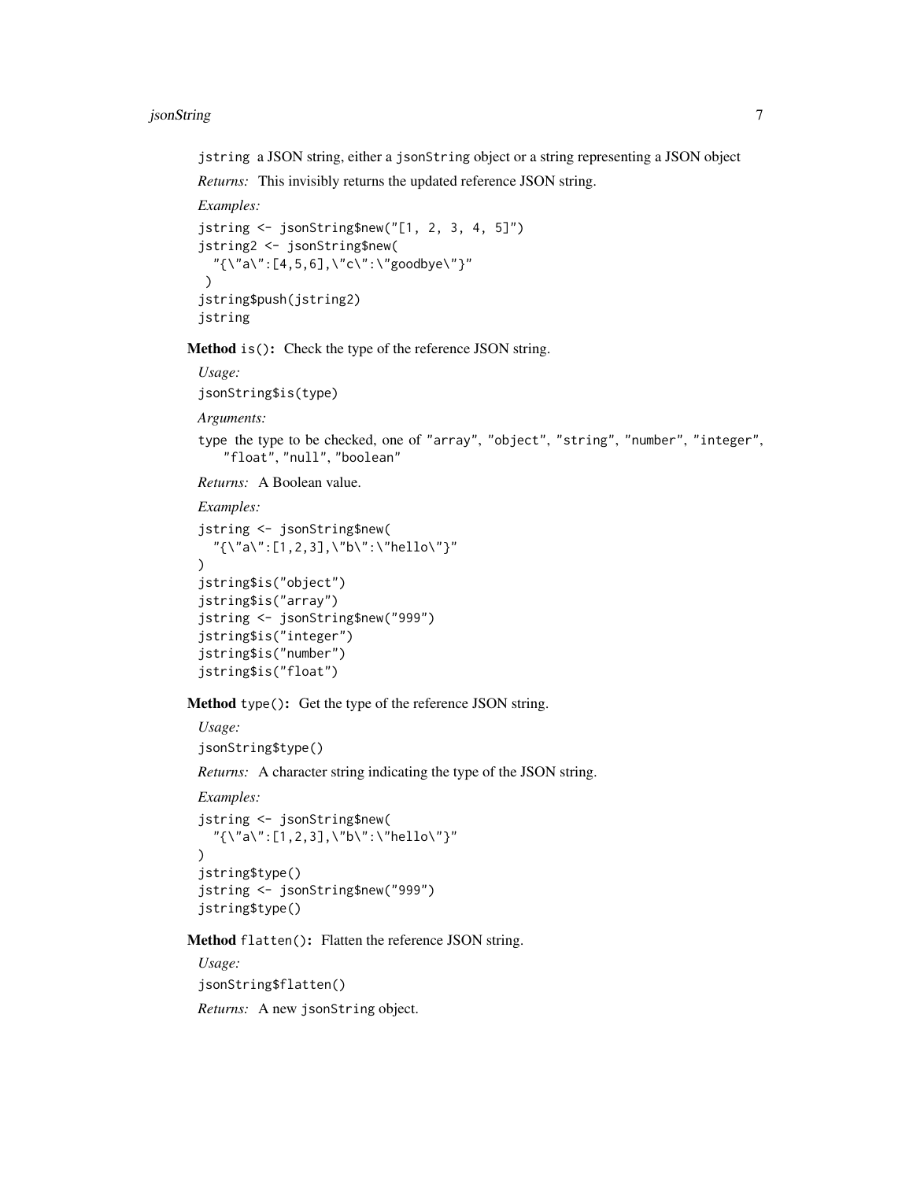jstring a JSON string, either a jsonString object or a string representing a JSON object

*Returns:* This invisibly returns the updated reference JSON string.

*Examples:*

```
jstring <- jsonString$new("[1, 2, 3, 4, 5]")
jstring2 <- jsonString$new(
  "{\"a\":[4,5,6],\"c\":\"goodbye\"}"
 )
jstring$push(jstring2)
jstring
```

**Method** `is()`**:** Check the type of the reference JSON string.

*Usage:*

```
jsonString$is(type)
```

*Arguments:*

type the type to be checked, one of "array", "object", "string", "number", "integer", "float", "null", "boolean"

*Returns:* A Boolean value.

*Examples:*

```
jstring <- jsonString$new(
  "{\"a\":[1,2,3],\"b\":\"hello\"}"
)
jstring$is("object")
jstring$is("array")
jstring <- jsonString$new("999")
jstring$is("integer")
jstring$is("number")
jstring$is("float")
```

**Method** `type()`**:** Get the type of the reference JSON string.

*Usage:*

```
jsonString$type()
```

*Returns:* A character string indicating the type of the JSON string.

*Examples:*

```
jstring <- jsonString$new(
  "{\"a\":[1,2,3],\"b\":\"hello\"}"
)
jstring$type()
jstring <- jsonString$new("999")
jstring$type()
```

**Method** `flatten()`**:** Flatten the reference JSON string.

*Usage:*

```
jsonString$flatten()
```

*Returns:* A new jsonString object.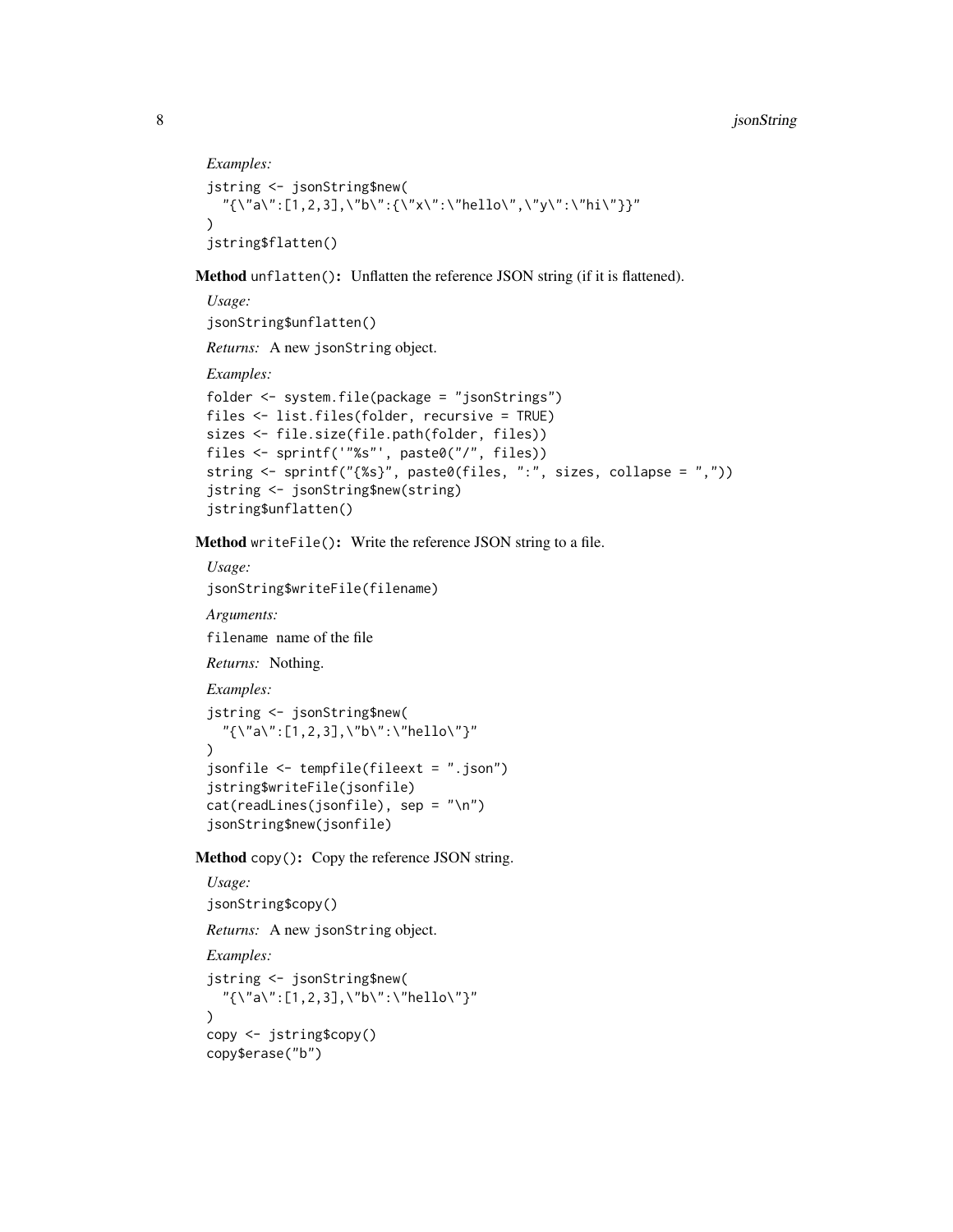*Examples:*

```
jstring <- jsonString$new(
  "{\"a\":[1,2,3],\"b\":{\"x\":\"hello\",\"y\":\"hi\"}}"
)
jstring$flatten()
```

**Method** `unflatten()`**:** Unflatten the reference JSON string (if it is flattened).

*Usage:*

```
jsonString$unflatten()
```

*Returns:* A new `jsonString` object.

*Examples:*

```
folder <- system.file(package = "jsonStrings")
files <- list.files(folder, recursive = TRUE)
sizes <- file.size(file.path(folder, files))
files <- sprintf('"%s"', paste0("/", files))
string <- sprintf("{%s}", paste0(files, ":", sizes, collapse = ","))
jstring <- jsonString$new(string)
jstring$unflatten()
```

**Method** `writeFile()`**:** Write the reference JSON string to a file.

*Usage:*

```
jsonString$writeFile(filename)
```

*Arguments:*

`filename` name of the file

*Returns:* Nothing.

*Examples:*

```
jstring <- jsonString$new(
  "{\"a\":[1,2,3],\"b\":\"hello\"}"
)
jsonfile <- tempfile(fileext = ".json")
jstring$writeFile(jsonfile)
cat(readLines(jsonfile), sep = "\n")
jsonString$new(jsonfile)
```

**Method** `copy()`**:** Copy the reference JSON string.

*Usage:*

```
jsonString$copy()
```

*Returns:* A new `jsonString` object.

*Examples:*

```
jstring <- jsonString$new(
  "{\"a\":[1,2,3],\"b\":\"hello\"}"
)
copy <- jstring$copy()
copy$erase("b")
```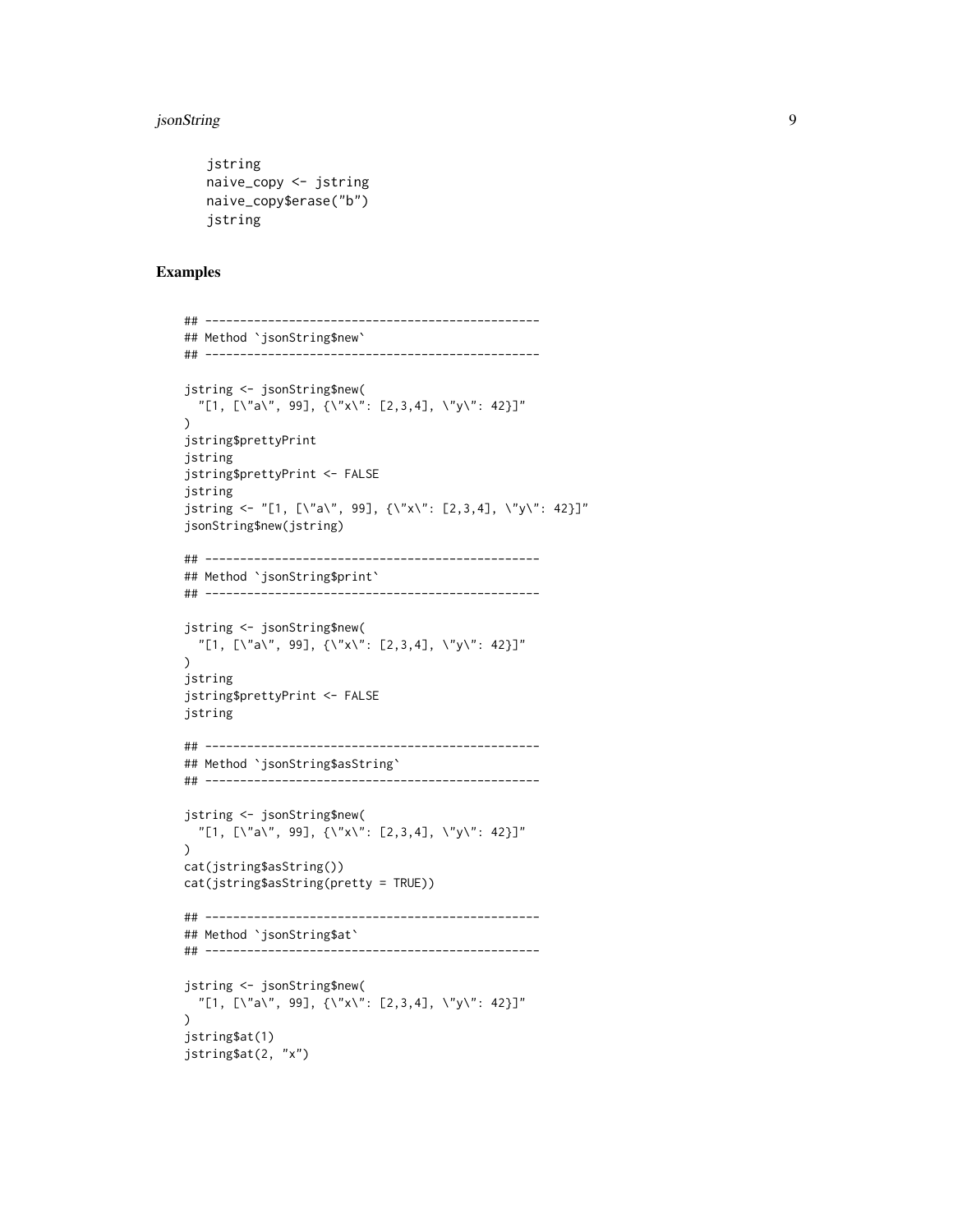```
jstring
naive_copy <- jstring
naive_copy$erase("b")
jstring
```

## Examples

```
## ------------------------------------------------
## Method `jsonString$new`
## ------------------------------------------------

jstring <- jsonString$new(
  "[1, [\"a\", 99], {\"x\": [2,3,4], \"y\": 42}]"
)
jstring$prettyPrint
jstring
jstring$prettyPrint <- FALSE
jstring
jstring <- "[1, [\"a\", 99], {\"x\": [2,3,4], \"y\": 42}]"
jsonString$new(jstring)

## ------------------------------------------------
## Method `jsonString$print`
## ------------------------------------------------

jstring <- jsonString$new(
  "[1, [\"a\", 99], {\"x\": [2,3,4], \"y\": 42}]"
)
jstring
jstring$prettyPrint <- FALSE
jstring

## ------------------------------------------------
## Method `jsonString$asString`
## ------------------------------------------------

jstring <- jsonString$new(
  "[1, [\"a\", 99], {\"x\": [2,3,4], \"y\": 42}]"
)
cat(jstring$asString())
cat(jstring$asString(pretty = TRUE))

## ------------------------------------------------
## Method `jsonString$at`
## ------------------------------------------------

jstring <- jsonString$new(
  "[1, [\"a\", 99], {\"x\": [2,3,4], \"y\": 42}]"
)
jstring$at(1)
jstring$at(2, "x")
```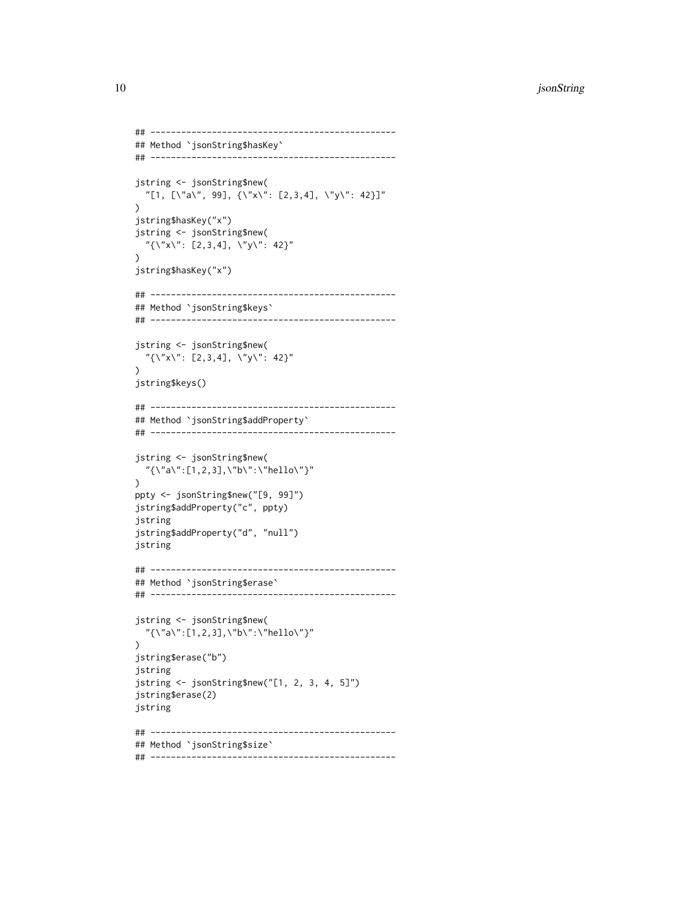```
## ------------------------------------------------
## Method `jsonString$hasKey`
## ------------------------------------------------

jstring <- jsonString$new(
  "[1, [\"a\", 99], {\"x\": [2,3,4], \"y\": 42}]"
)
jstring$hasKey("x")
jstring <- jsonString$new(
  "{\"x\": [2,3,4], \"y\": 42}"
)
jstring$hasKey("x")

## ------------------------------------------------
## Method `jsonString$keys`
## ------------------------------------------------

jstring <- jsonString$new(
  "{\"x\": [2,3,4], \"y\": 42}"
)
jstring$keys()

## ------------------------------------------------
## Method `jsonString$addProperty`
## ------------------------------------------------

jstring <- jsonString$new(
  "{\"a\":[1,2,3],\"b\":\"hello\"}"
)
ppty <- jsonString$new("[9, 99]")
jstring$addProperty("c", ppty)
jstring
jstring$addProperty("d", "null")
jstring

## ------------------------------------------------
## Method `jsonString$erase`
## ------------------------------------------------

jstring <- jsonString$new(
  "{\"a\":[1,2,3],\"b\":\"hello\"}"
)
jstring$erase("b")
jstring
jstring <- jsonString$new("[1, 2, 3, 4, 5]")
jstring$erase(2)
jstring

## ------------------------------------------------
## Method `jsonString$size`
## ------------------------------------------------
```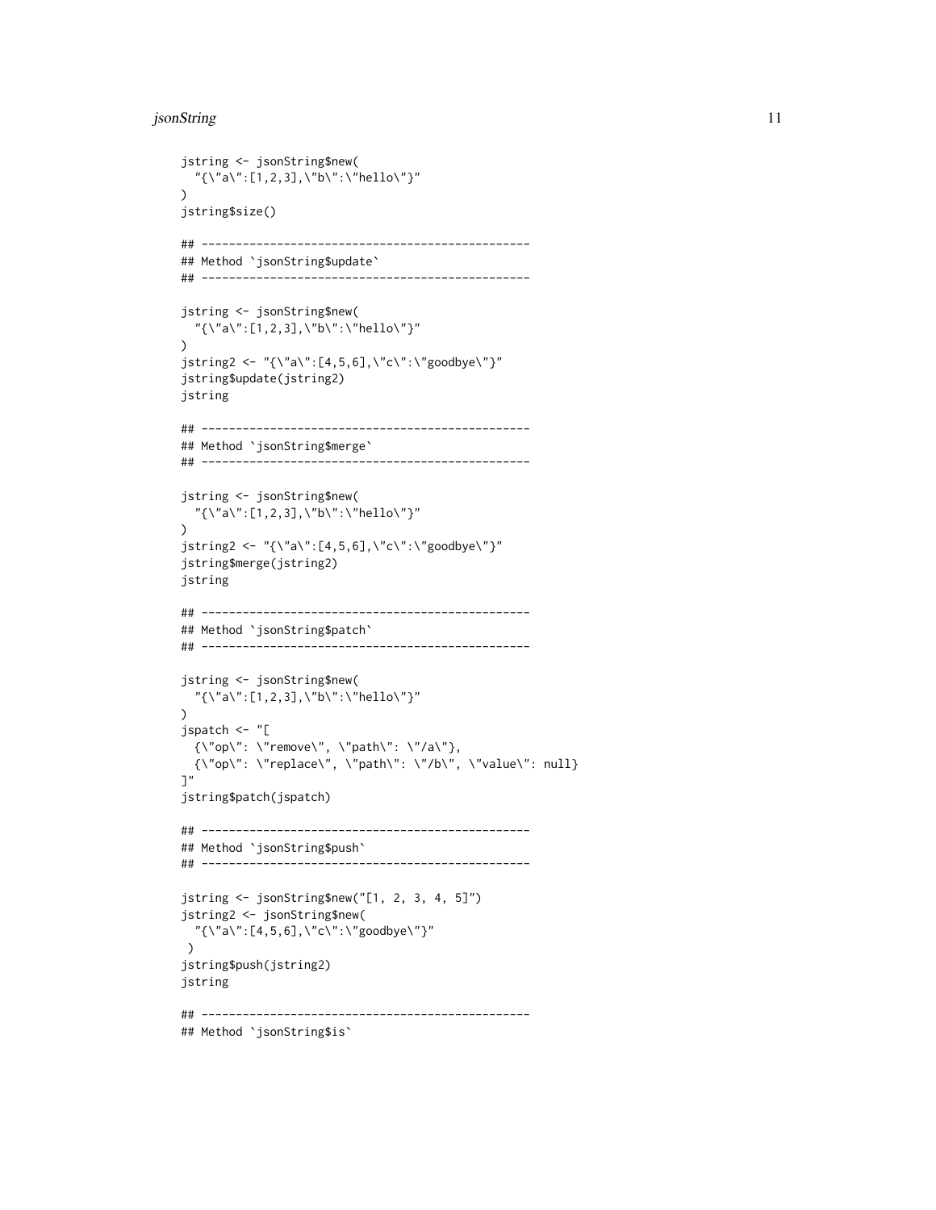```
jstring <- jsonString$new(
  "{\"a\":[1,2,3],\"b\":\"hello\"}"
)
jstring$size()

## ------------------------------------------------
## Method `jsonString$update`
## ------------------------------------------------

jstring <- jsonString$new(
  "{\"a\":[1,2,3],\"b\":\"hello\"}"
)
jstring2 <- "{\"a\":[4,5,6],\"c\":\"goodbye\"}"
jstring$update(jstring2)
jstring

## ------------------------------------------------
## Method `jsonString$merge`
## ------------------------------------------------

jstring <- jsonString$new(
  "{\"a\":[1,2,3],\"b\":\"hello\"}"
)
jstring2 <- "{\"a\":[4,5,6],\"c\":\"goodbye\"}"
jstring$merge(jstring2)
jstring

## ------------------------------------------------
## Method `jsonString$patch`
## ------------------------------------------------

jstring <- jsonString$new(
  "{\"a\":[1,2,3],\"b\":\"hello\"}"
)
jspatch <- "[
  {\"op\": \"remove\", \"path\": \"/a\"},
  {\"op\": \"replace\", \"path\": \"/b\", \"value\": null}
]"
jstring$patch(jspatch)

## ------------------------------------------------
## Method `jsonString$push`
## ------------------------------------------------

jstring <- jsonString$new("[1, 2, 3, 4, 5]")
jstring2 <- jsonString$new(
  "{\"a\":[4,5,6],\"c\":\"goodbye\"}"
 )
jstring$push(jstring2)
jstring

## ------------------------------------------------
## Method `jsonString$is`
```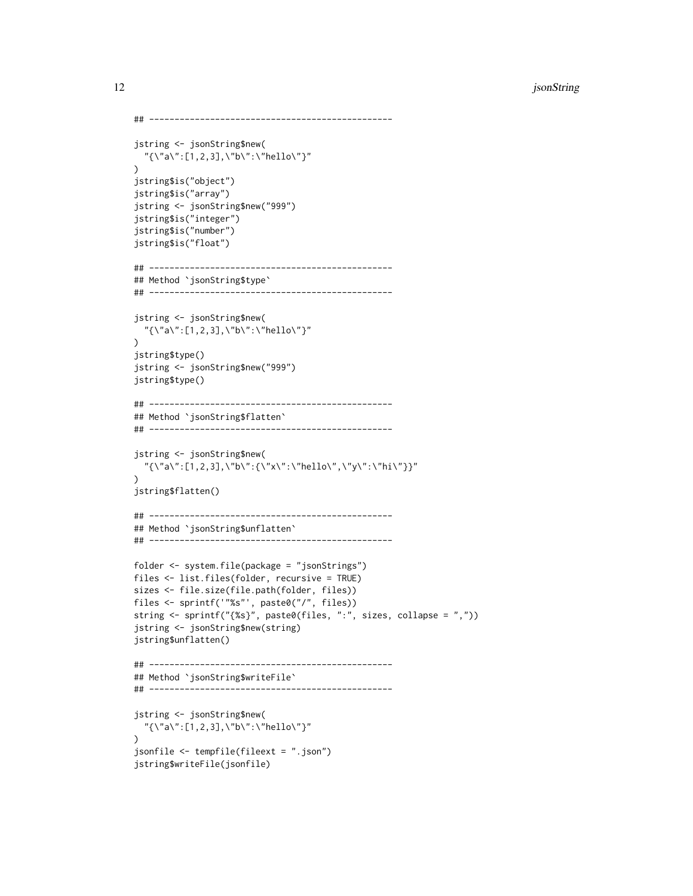```
## ------------------------------------------------

jstring <- jsonString$new(
  "{\"a\":[1,2,3],\"b\":\"hello\"}"
)
jstring$is("object")
jstring$is("array")
jstring <- jsonString$new("999")
jstring$is("integer")
jstring$is("number")
jstring$is("float")

## ------------------------------------------------
## Method `jsonString$type`
## ------------------------------------------------

jstring <- jsonString$new(
  "{\"a\":[1,2,3],\"b\":\"hello\"}"
)
jstring$type()
jstring <- jsonString$new("999")
jstring$type()

## ------------------------------------------------
## Method `jsonString$flatten`
## ------------------------------------------------

jstring <- jsonString$new(
  "{\"a\":[1,2,3],\"b\":{\"x\":\"hello\",\"y\":\"hi\"}}"
)
jstring$flatten()

## ------------------------------------------------
## Method `jsonString$unflatten`
## ------------------------------------------------

folder <- system.file(package = "jsonStrings")
files <- list.files(folder, recursive = TRUE)
sizes <- file.size(file.path(folder, files))
files <- sprintf('"%s"', paste0("/", files))
string <- sprintf("{%s}", paste0(files, ":", sizes, collapse = ","))
jstring <- jsonString$new(string)
jstring$unflatten()

## ------------------------------------------------
## Method `jsonString$writeFile`
## ------------------------------------------------

jstring <- jsonString$new(
  "{\"a\":[1,2,3],\"b\":\"hello\"}"
)
jsonfile <- tempfile(fileext = ".json")
jstring$writeFile(jsonfile)
```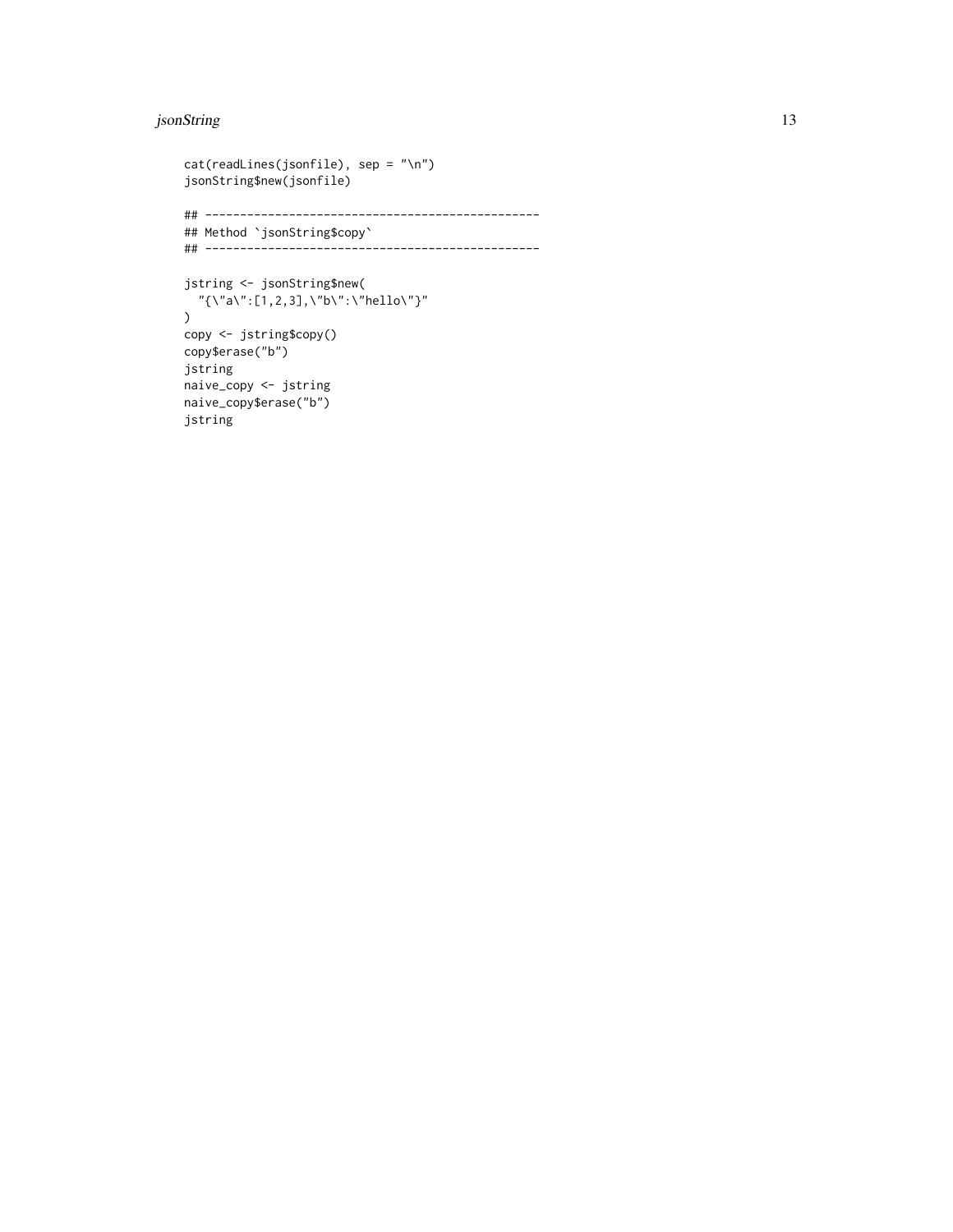```
cat(readLines(jsonfile), sep = "\n")
jsonString$new(jsonfile)

## ------------------------------------------------
## Method `jsonString$copy`
## ------------------------------------------------

jstring <- jsonString$new(
  "{\"a\":[1,2,3],\"b\":\"hello\"}"
)
copy <- jstring$copy()
copy$erase("b")
jstring
naive_copy <- jstring
naive_copy$erase("b")
jstring
```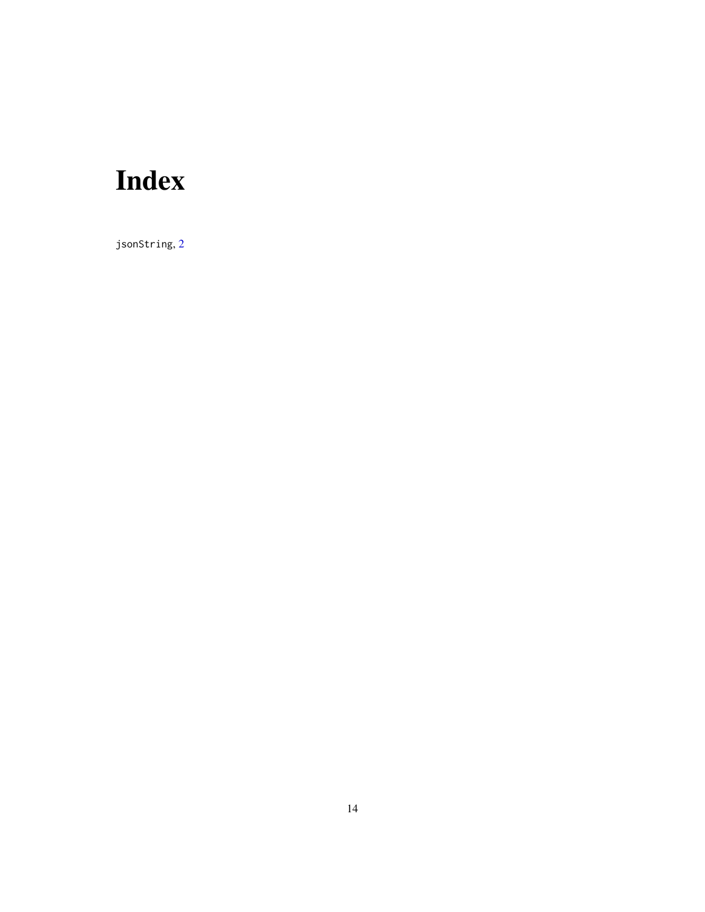# Index

jsonString, 2